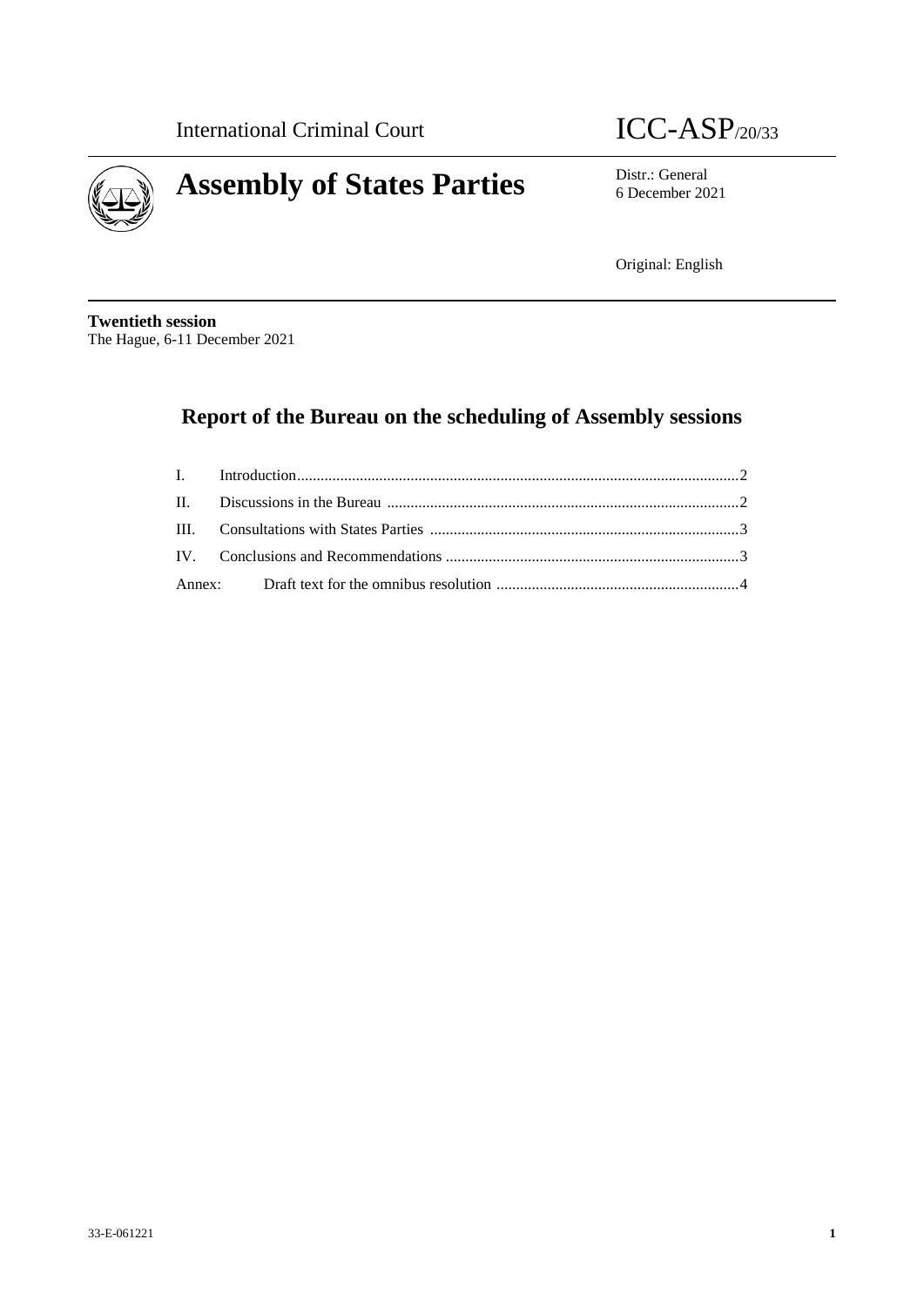International Criminal Court

ICC-ASP/20/33

# Assembly of States Parties

Distr.: General
6 December 2021

Original: English

**Twentieth session**
The Hague, 6-11 December 2021

## Report of the Bureau on the scheduling of Assembly sessions

| | | |
|---|---|---|
| I. | Introduction | 2 |
| II. | Discussions in the Bureau | 2 |
| III. | Consultations with States Parties | 3 |
| IV. | Conclusions and Recommendations | 3 |
| Annex: | Draft text for the omnibus resolution | 4 |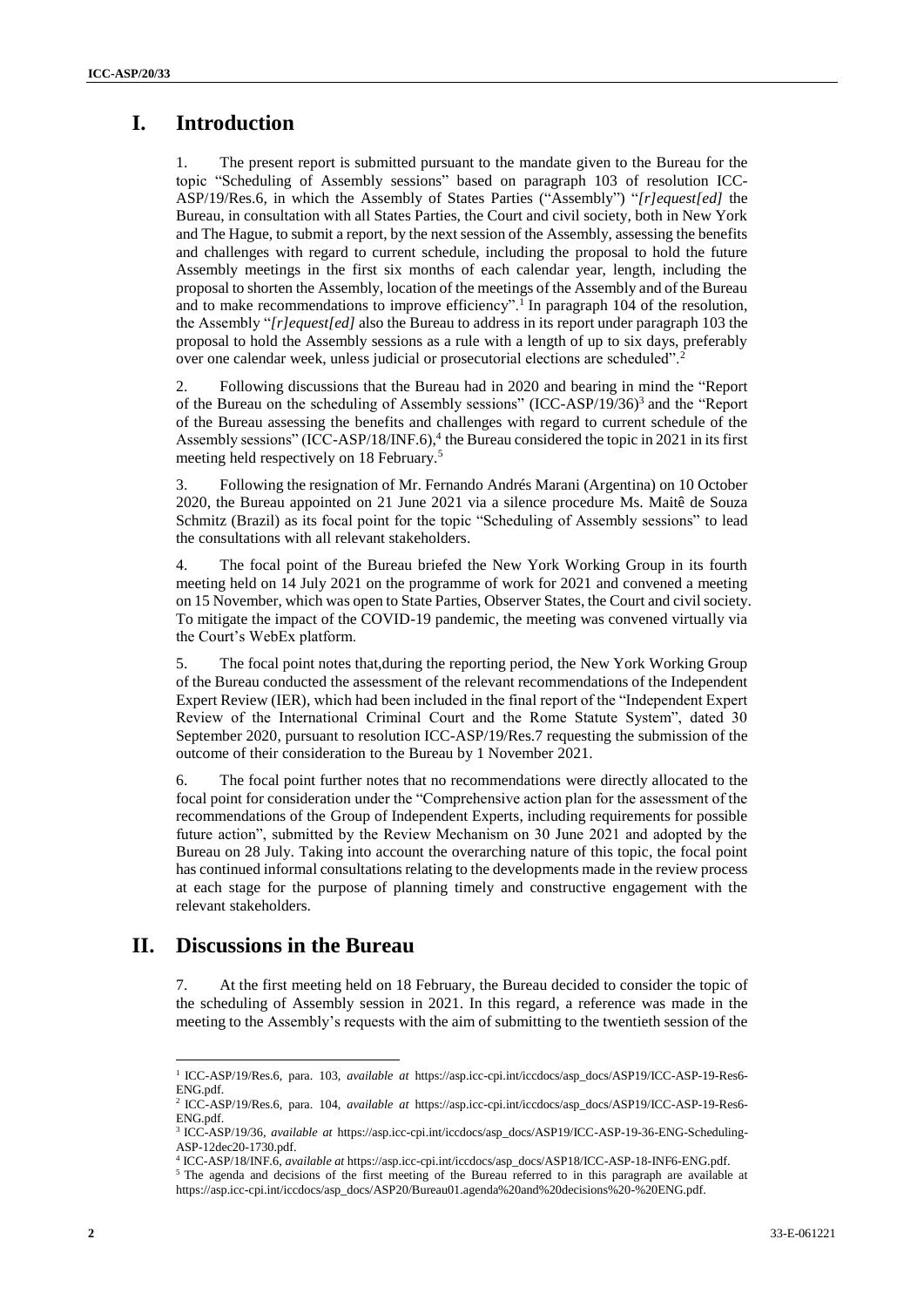# I. Introduction

1. The present report is submitted pursuant to the mandate given to the Bureau for the topic "Scheduling of Assembly sessions" based on paragraph 103 of resolution ICC-ASP/19/Res.6, in which the Assembly of States Parties ("Assembly") "*[r]equest[ed]* the Bureau, in consultation with all States Parties, the Court and civil society, both in New York and The Hague, to submit a report, by the next session of the Assembly, assessing the benefits and challenges with regard to current schedule, including the proposal to hold the future Assembly meetings in the first six months of each calendar year, length, including the proposal to shorten the Assembly, location of the meetings of the Assembly and of the Bureau and to make recommendations to improve efficiency".[1] In paragraph 104 of the resolution, the Assembly "*[r]equest[ed]* also the Bureau to address in its report under paragraph 103 the proposal to hold the Assembly sessions as a rule with a length of up to six days, preferably over one calendar week, unless judicial or prosecutorial elections are scheduled".[2]

2. Following discussions that the Bureau had in 2020 and bearing in mind the "Report of the Bureau on the scheduling of Assembly sessions" (ICC-ASP/19/36)[3] and the "Report of the Bureau assessing the benefits and challenges with regard to current schedule of the Assembly sessions" (ICC-ASP/18/INF.6),[4] the Bureau considered the topic in 2021 in its first meeting held respectively on 18 February.[5]

3. Following the resignation of Mr. Fernando Andrés Marani (Argentina) on 10 October 2020, the Bureau appointed on 21 June 2021 via a silence procedure Ms. Maitê de Souza Schmitz (Brazil) as its focal point for the topic "Scheduling of Assembly sessions" to lead the consultations with all relevant stakeholders.

4. The focal point of the Bureau briefed the New York Working Group in its fourth meeting held on 14 July 2021 on the programme of work for 2021 and convened a meeting on 15 November, which was open to State Parties, Observer States, the Court and civil society. To mitigate the impact of the COVID-19 pandemic, the meeting was convened virtually via the Court's WebEx platform.

5. The focal point notes that,during the reporting period, the New York Working Group of the Bureau conducted the assessment of the relevant recommendations of the Independent Expert Review (IER), which had been included in the final report of the "Independent Expert Review of the International Criminal Court and the Rome Statute System", dated 30 September 2020, pursuant to resolution ICC-ASP/19/Res.7 requesting the submission of the outcome of their consideration to the Bureau by 1 November 2021.

6. The focal point further notes that no recommendations were directly allocated to the focal point for consideration under the "Comprehensive action plan for the assessment of the recommendations of the Group of Independent Experts, including requirements for possible future action", submitted by the Review Mechanism on 30 June 2021 and adopted by the Bureau on 28 July. Taking into account the overarching nature of this topic, the focal point has continued informal consultations relating to the developments made in the review process at each stage for the purpose of planning timely and constructive engagement with the relevant stakeholders.

# II. Discussions in the Bureau

7. At the first meeting held on 18 February, the Bureau decided to consider the topic of the scheduling of Assembly session in 2021. In this regard, a reference was made in the meeting to the Assembly's requests with the aim of submitting to the twentieth session of the

---

[1] ICC-ASP/19/Res.6, para. 103, *available at* https://asp.icc-cpi.int/iccdocs/asp_docs/ASP19/ICC-ASP-19-Res6-ENG.pdf.

[2] ICC-ASP/19/Res.6, para. 104, *available at* https://asp.icc-cpi.int/iccdocs/asp_docs/ASP19/ICC-ASP-19-Res6-ENG.pdf.

[3] ICC-ASP/19/36, *available at* https://asp.icc-cpi.int/iccdocs/asp_docs/ASP19/ICC-ASP-19-36-ENG-Scheduling-ASP-12dec20-1730.pdf.

[4] ICC-ASP/18/INF.6, *available at* https://asp.icc-cpi.int/iccdocs/asp_docs/ASP18/ICC-ASP-18-INF6-ENG.pdf.

[5] The agenda and decisions of the first meeting of the Bureau referred to in this paragraph are available at https://asp.icc-cpi.int/iccdocs/asp_docs/ASP20/Bureau01.agenda%20and%20decisions%20-%20ENG.pdf.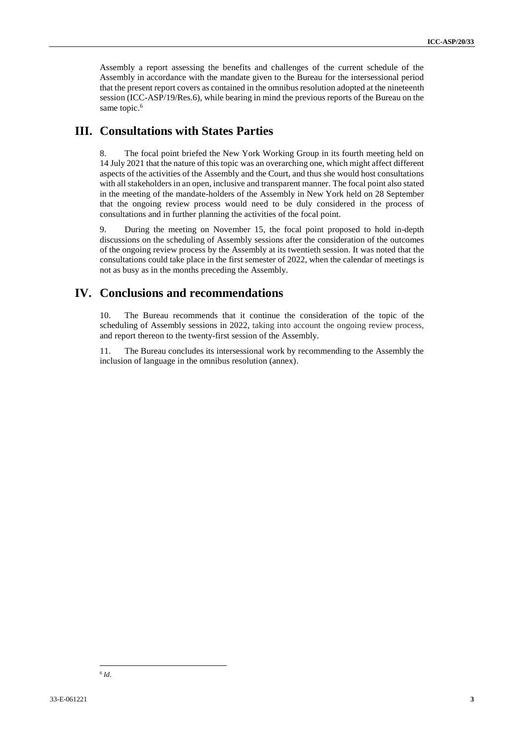Assembly a report assessing the benefits and challenges of the current schedule of the Assembly in accordance with the mandate given to the Bureau for the intersessional period that the present report covers as contained in the omnibus resolution adopted at the nineteenth session (ICC-ASP/19/Res.6), while bearing in mind the previous reports of the Bureau on the same topic.[6]

## III. Consultations with States Parties

8. The focal point briefed the New York Working Group in its fourth meeting held on 14 July 2021 that the nature of this topic was an overarching one, which might affect different aspects of the activities of the Assembly and the Court, and thus she would host consultations with all stakeholders in an open, inclusive and transparent manner. The focal point also stated in the meeting of the mandate-holders of the Assembly in New York held on 28 September that the ongoing review process would need to be duly considered in the process of consultations and in further planning the activities of the focal point.

9. During the meeting on November 15, the focal point proposed to hold in-depth discussions on the scheduling of Assembly sessions after the consideration of the outcomes of the ongoing review process by the Assembly at its twentieth session. It was noted that the consultations could take place in the first semester of 2022, when the calendar of meetings is not as busy as in the months preceding the Assembly.

## IV. Conclusions and recommendations

10. The Bureau recommends that it continue the consideration of the topic of the scheduling of Assembly sessions in 2022, taking into account the ongoing review process, and report thereon to the twenty-first session of the Assembly.

11. The Bureau concludes its intersessional work by recommending to the Assembly the inclusion of language in the omnibus resolution (annex).

---

[6] *Id*.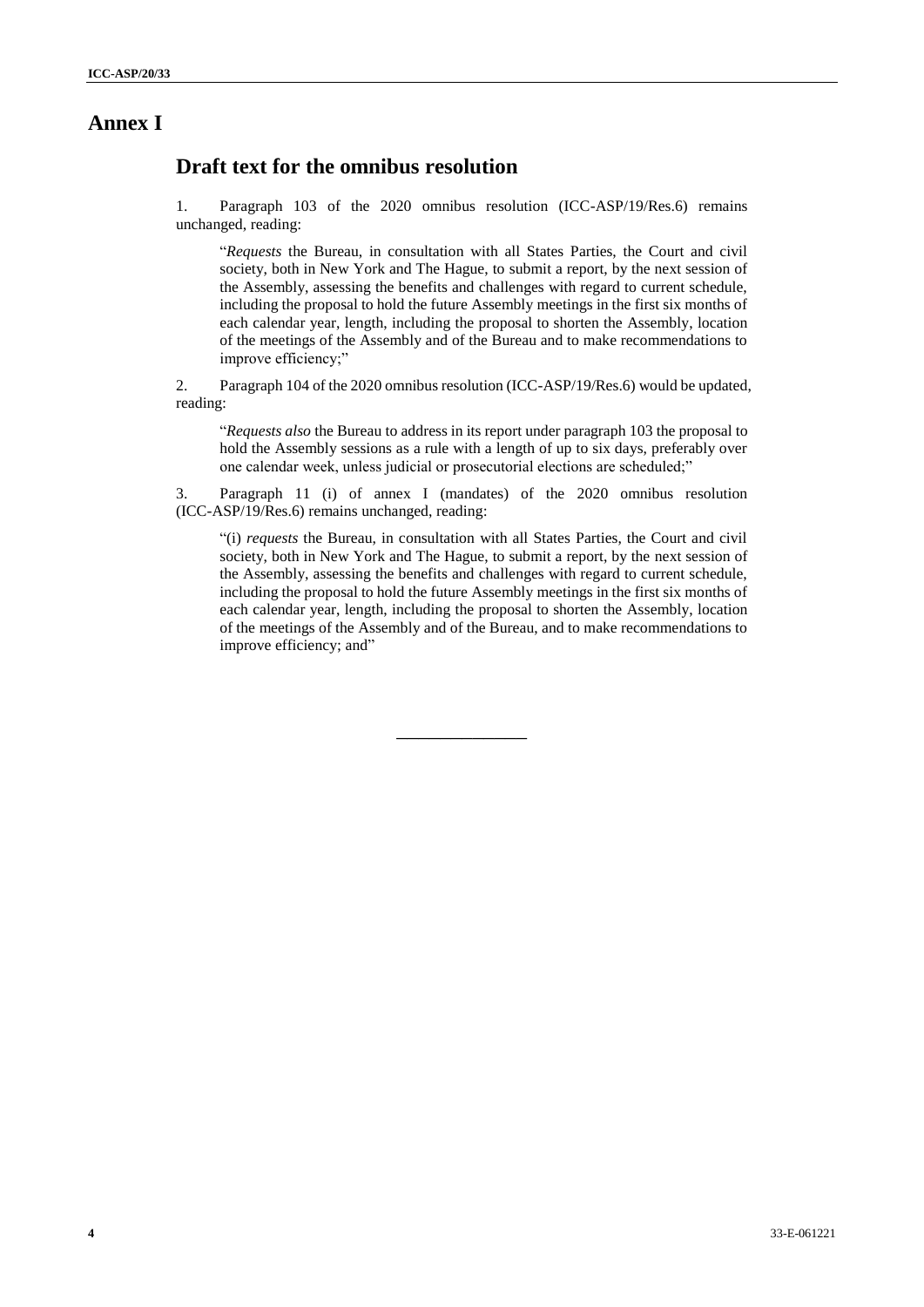# Annex I

## Draft text for the omnibus resolution

1. Paragraph 103 of the 2020 omnibus resolution (ICC-ASP/19/Res.6) remains unchanged, reading:

> "*Requests* the Bureau, in consultation with all States Parties, the Court and civil society, both in New York and The Hague, to submit a report, by the next session of the Assembly, assessing the benefits and challenges with regard to current schedule, including the proposal to hold the future Assembly meetings in the first six months of each calendar year, length, including the proposal to shorten the Assembly, location of the meetings of the Assembly and of the Bureau and to make recommendations to improve efficiency;"

2. Paragraph 104 of the 2020 omnibus resolution (ICC-ASP/19/Res.6) would be updated, reading:

> "*Requests also* the Bureau to address in its report under paragraph 103 the proposal to hold the Assembly sessions as a rule with a length of up to six days, preferably over one calendar week, unless judicial or prosecutorial elections are scheduled;"

3. Paragraph 11 (i) of annex I (mandates) of the 2020 omnibus resolution (ICC-ASP/19/Res.6) remains unchanged, reading:

> "(i) *requests* the Bureau, in consultation with all States Parties, the Court and civil society, both in New York and The Hague, to submit a report, by the next session of the Assembly, assessing the benefits and challenges with regard to current schedule, including the proposal to hold the future Assembly meetings in the first six months of each calendar year, length, including the proposal to shorten the Assembly, location of the meetings of the Assembly and of the Bureau, and to make recommendations to improve efficiency; and"